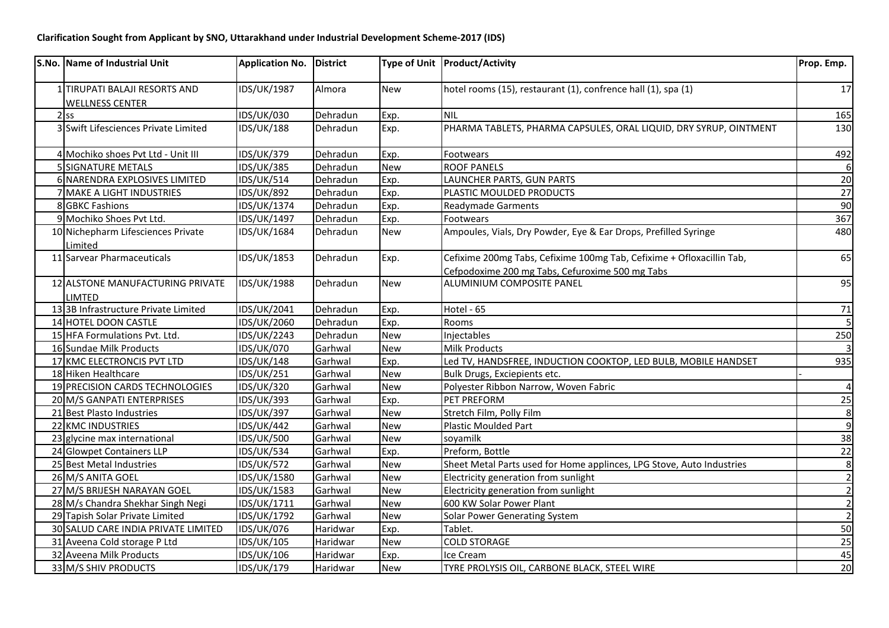**Clarification Sought from Applicant by SNO, Uttarakhand under Industrial Development Scheme-2017 (IDS)**

| S.No. | Name of Industrial Unit | Application No. | District | Type of Unit | Product/Activity | Prop. Emp. |
|---|---|---|---|---|---|---|
| 1 | TIRUPATI BALAJI RESORTS AND WELLNESS CENTER | IDS/UK/1987 | Almora | New | hotel rooms (15), restaurant (1), confrence hall (1), spa (1) | 17 |
| 2 | ss | IDS/UK/030 | Dehradun | Exp. | NIL | 165 |
| 3 | Swift Lifesciences Private Limited | IDS/UK/188 | Dehradun | Exp. | PHARMA TABLETS, PHARMA CAPSULES, ORAL LIQUID, DRY SYRUP, OINTMENT | 130 |
| 4 | Mochiko shoes Pvt Ltd - Unit III | IDS/UK/379 | Dehradun | Exp. | Footwears | 492 |
| 5 | SIGNATURE METALS | IDS/UK/385 | Dehradun | New | ROOF PANELS | 6 |
| 6 | NARENDRA EXPLOSIVES LIMITED | IDS/UK/514 | Dehradun | Exp. | LAUNCHER PARTS, GUN PARTS | 20 |
| 7 | MAKE A LIGHT INDUSTRIES | IDS/UK/892 | Dehradun | Exp. | PLASTIC MOULDED PRODUCTS | 27 |
| 8 | GBKC Fashions | IDS/UK/1374 | Dehradun | Exp. | Readymade Garments | 90 |
| 9 | Mochiko Shoes Pvt Ltd. | IDS/UK/1497 | Dehradun | Exp. | Footwears | 367 |
| 10 | Nichepharm Lifesciences Private Limited | IDS/UK/1684 | Dehradun | New | Ampoules, Vials, Dry Powder, Eye & Ear Drops, Prefilled Syringe | 480 |
| 11 | Sarvear Pharmaceuticals | IDS/UK/1853 | Dehradun | Exp. | Cefixime 200mg Tabs, Cefixime 100mg Tab, Cefixime + Ofloxacillin Tab, Cefpodoxime 200 mg Tabs, Cefuroxime 500 mg Tabs | 65 |
| 12 | ALSTONE MANUFACTURING PRIVATE LIMTED | IDS/UK/1988 | Dehradun | New | ALUMINIUM COMPOSITE PANEL | 95 |
| 13 | 3B Infrastructure Private Limited | IDS/UK/2041 | Dehradun | Exp. | Hotel - 65 | 71 |
| 14 | HOTEL DOON CASTLE | IDS/UK/2060 | Dehradun | Exp. | Rooms | 5 |
| 15 | HFA Formulations Pvt. Ltd. | IDS/UK/2243 | Dehradun | New | Injectables | 250 |
| 16 | Sundae Milk Products | IDS/UK/070 | Garhwal | New | Milk Products | 3 |
| 17 | KMC ELECTRONCIS PVT LTD | IDS/UK/148 | Garhwal | Exp. | Led TV, HANDSFREE, INDUCTION COOKTOP, LED BULB, MOBILE HANDSET | 935 |
| 18 | Hiken Healthcare | IDS/UK/251 | Garhwal | New | Bulk Drugs, Exciepients etc. | - |
| 19 | PRECISION CARDS TECHNOLOGIES | IDS/UK/320 | Garhwal | New | Polyester Ribbon Narrow, Woven Fabric | 4 |
| 20 | M/S GANPATI ENTERPRISES | IDS/UK/393 | Garhwal | Exp. | PET PREFORM | 25 |
| 21 | Best Plasto Industries | IDS/UK/397 | Garhwal | New | Stretch Film, Polly Film | 8 |
| 22 | KMC INDUSTRIES | IDS/UK/442 | Garhwal | New | Plastic Moulded Part | 9 |
| 23 | glycine max international | IDS/UK/500 | Garhwal | New | soyamilk | 38 |
| 24 | Glowpet Containers LLP | IDS/UK/534 | Garhwal | Exp. | Preform, Bottle | 22 |
| 25 | Best Metal Industries | IDS/UK/572 | Garhwal | New | Sheet Metal Parts used for Home applinces, LPG Stove, Auto Industries | 8 |
| 26 | M/S ANITA GOEL | IDS/UK/1580 | Garhwal | New | Electricity generation from sunlight | 2 |
| 27 | M/S BRIJESH NARAYAN GOEL | IDS/UK/1583 | Garhwal | New | Electricity generation from sunlight | 2 |
| 28 | M/s Chandra Shekhar Singh Negi | IDS/UK/1711 | Garhwal | New | 600 KW Solar Power Plant | 2 |
| 29 | Tapish Solar Private Limited | IDS/UK/1792 | Garhwal | New | Solar Power Generating System | 2 |
| 30 | SALUD CARE INDIA PRIVATE LIMITED | IDS/UK/076 | Haridwar | Exp. | Tablet. | 50 |
| 31 | Aveena Cold storage P Ltd | IDS/UK/105 | Haridwar | New | COLD STORAGE | 25 |
| 32 | Aveena Milk Products | IDS/UK/106 | Haridwar | Exp. | Ice Cream | 45 |
| 33 | M/S SHIV PRODUCTS | IDS/UK/179 | Haridwar | New | TYRE PROLYSIS OIL, CARBONE BLACK, STEEL WIRE | 20 |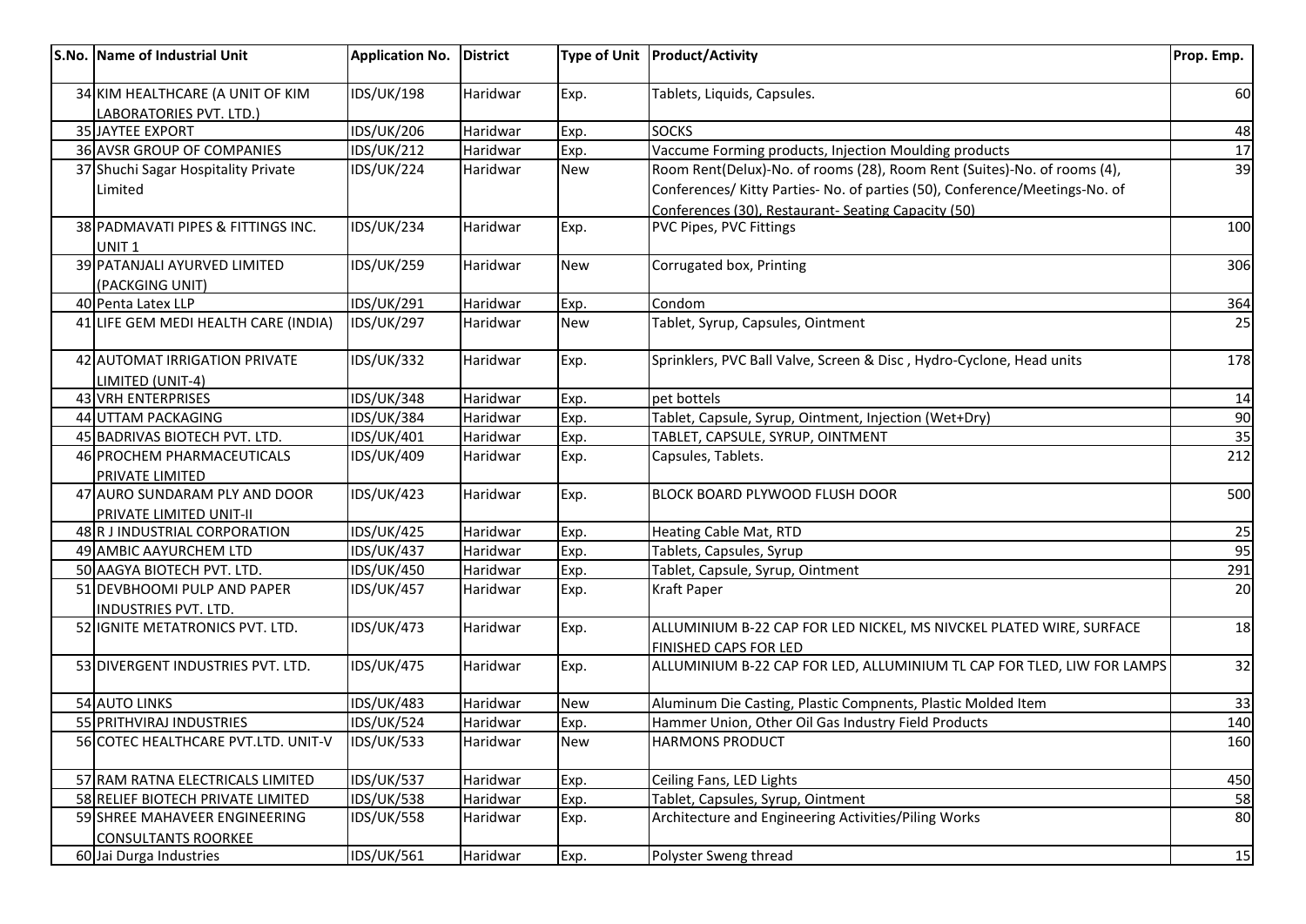| S.No. | Name of Industrial Unit | Application No. | District | Type of Unit | Product/Activity | Prop. Emp. |
| --- | --- | --- | --- | --- | --- | --- |
| 34 | KIM HEALTHCARE (A UNIT OF KIM LABORATORIES PVT. LTD.) | IDS/UK/198 | Haridwar | Exp. | Tablets, Liquids, Capsules. | 60 |
| 35 | JAYTEE EXPORT | IDS/UK/206 | Haridwar | Exp. | SOCKS | 48 |
| 36 | AVSR GROUP OF COMPANIES | IDS/UK/212 | Haridwar | Exp. | Vaccume Forming products, Injection Moulding products | 17 |
| 37 | Shuchi Sagar Hospitality Private Limited | IDS/UK/224 | Haridwar | New | Room Rent(Delux)-No. of rooms (28), Room Rent (Suites)-No. of rooms (4), Conferences/ Kitty Parties- No. of parties (50), Conference/Meetings-No. of Conferences (30), Restaurant- Seating Capacity (50) | 39 |
| 38 | PADMAVATI PIPES & FITTINGS INC. UNIT 1 | IDS/UK/234 | Haridwar | Exp. | PVC Pipes, PVC Fittings | 100 |
| 39 | PATANJALI AYURVED LIMITED (PACKGING UNIT) | IDS/UK/259 | Haridwar | New | Corrugated box, Printing | 306 |
| 40 | Penta Latex LLP | IDS/UK/291 | Haridwar | Exp. | Condom | 364 |
| 41 | LIFE GEM MEDI HEALTH CARE (INDIA) | IDS/UK/297 | Haridwar | New | Tablet, Syrup, Capsules, Ointment | 25 |
| 42 | AUTOMAT IRRIGATION PRIVATE LIMITED (UNIT-4) | IDS/UK/332 | Haridwar | Exp. | Sprinklers, PVC Ball Valve, Screen & Disc , Hydro-Cyclone, Head units | 178 |
| 43 | VRH ENTERPRISES | IDS/UK/348 | Haridwar | Exp. | pet bottels | 14 |
| 44 | UTTAM PACKAGING | IDS/UK/384 | Haridwar | Exp. | Tablet, Capsule, Syrup, Ointment, Injection (Wet+Dry) | 90 |
| 45 | BADRIVAS BIOTECH PVT. LTD. | IDS/UK/401 | Haridwar | Exp. | TABLET, CAPSULE, SYRUP, OINTMENT | 35 |
| 46 | PROCHEM PHARMACEUTICALS PRIVATE LIMITED | IDS/UK/409 | Haridwar | Exp. | Capsules, Tablets. | 212 |
| 47 | AURO SUNDARAM PLY AND DOOR PRIVATE LIMITED UNIT-II | IDS/UK/423 | Haridwar | Exp. | BLOCK BOARD PLYWOOD FLUSH DOOR | 500 |
| 48 | R J INDUSTRIAL CORPORATION | IDS/UK/425 | Haridwar | Exp. | Heating Cable Mat, RTD | 25 |
| 49 | AMBIC AAYURCHEM LTD | IDS/UK/437 | Haridwar | Exp. | Tablets, Capsules, Syrup | 95 |
| 50 | AAGYA BIOTECH PVT. LTD. | IDS/UK/450 | Haridwar | Exp. | Tablet, Capsule, Syrup, Ointment | 291 |
| 51 | DEVBHOOMI PULP AND PAPER INDUSTRIES PVT. LTD. | IDS/UK/457 | Haridwar | Exp. | Kraft Paper | 20 |
| 52 | IGNITE METATRONICS PVT. LTD. | IDS/UK/473 | Haridwar | Exp. | ALLUMINIUM B-22 CAP FOR LED NICKEL, MS NIVCKEL PLATED WIRE, SURFACE FINISHED CAPS FOR LED | 18 |
| 53 | DIVERGENT INDUSTRIES PVT. LTD. | IDS/UK/475 | Haridwar | Exp. | ALLUMINIUM B-22 CAP FOR LED, ALLUMINIUM TL CAP FOR TLED, LIW FOR LAMPS | 32 |
| 54 | AUTO LINKS | IDS/UK/483 | Haridwar | New | Aluminum Die Casting, Plastic Compnents, Plastic Molded Item | 33 |
| 55 | PRITHVIRAJ INDUSTRIES | IDS/UK/524 | Haridwar | Exp. | Hammer Union, Other Oil Gas Industry Field Products | 140 |
| 56 | COTEC HEALTHCARE PVT.LTD. UNIT-V | IDS/UK/533 | Haridwar | New | HARMONS PRODUCT | 160 |
| 57 | RAM RATNA ELECTRICALS LIMITED | IDS/UK/537 | Haridwar | Exp. | Ceiling Fans, LED Lights | 450 |
| 58 | RELIEF BIOTECH PRIVATE LIMITED | IDS/UK/538 | Haridwar | Exp. | Tablet, Capsules, Syrup, Ointment | 58 |
| 59 | SHREE MAHAVEER ENGINEERING CONSULTANTS ROORKEE | IDS/UK/558 | Haridwar | Exp. | Architecture and Engineering Activities/Piling Works | 80 |
| 60 | Jai Durga Industries | IDS/UK/561 | Haridwar | Exp. | Polyster Sweng thread | 15 |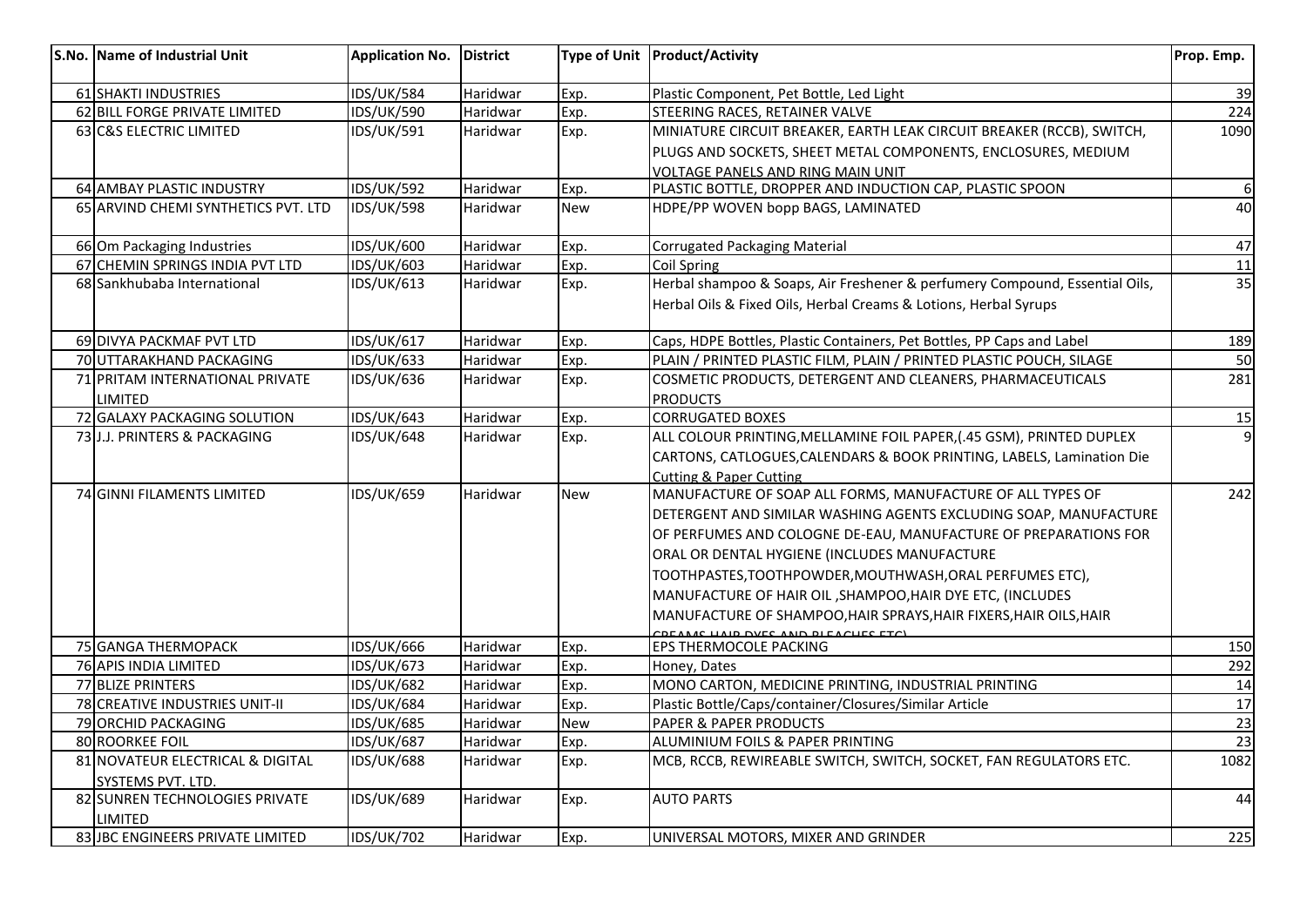| S.No. | Name of Industrial Unit | Application No. | District | Type of Unit | Product/Activity | Prop. Emp. |
|---|---|---|---|---|---|---|
| 61 | SHAKTI INDUSTRIES | IDS/UK/584 | Haridwar | Exp. | Plastic Component, Pet Bottle, Led Light | 39 |
| 62 | BILL FORGE PRIVATE LIMITED | IDS/UK/590 | Haridwar | Exp. | STEERING RACES, RETAINER VALVE | 224 |
| 63 | C&S ELECTRIC LIMITED | IDS/UK/591 | Haridwar | Exp. | MINIATURE CIRCUIT BREAKER, EARTH LEAK CIRCUIT BREAKER (RCCB), SWITCH, PLUGS AND SOCKETS, SHEET METAL COMPONENTS, ENCLOSURES, MEDIUM VOLTAGE PANELS AND RING MAIN UNIT | 1090 |
| 64 | AMBAY PLASTIC INDUSTRY | IDS/UK/592 | Haridwar | Exp. | PLASTIC BOTTLE, DROPPER AND INDUCTION CAP, PLASTIC SPOON | 6 |
| 65 | ARVIND CHEMI SYNTHETICS PVT. LTD | IDS/UK/598 | Haridwar | New | HDPE/PP WOVEN bopp BAGS, LAMINATED | 40 |
| 66 | Om Packaging Industries | IDS/UK/600 | Haridwar | Exp. | Corrugated Packaging Material | 47 |
| 67 | CHEMIN SPRINGS INDIA PVT LTD | IDS/UK/603 | Haridwar | Exp. | Coil Spring | 11 |
| 68 | Sankhubaba International | IDS/UK/613 | Haridwar | Exp. | Herbal shampoo & Soaps, Air Freshener & perfumery Compound, Essential Oils, Herbal Oils & Fixed Oils, Herbal Creams & Lotions, Herbal Syrups | 35 |
| 69 | DIVYA PACKMAF PVT LTD | IDS/UK/617 | Haridwar | Exp. | Caps, HDPE Bottles, Plastic Containers, Pet Bottles, PP Caps and Label | 189 |
| 70 | UTTARAKHAND PACKAGING | IDS/UK/633 | Haridwar | Exp. | PLAIN / PRINTED PLASTIC FILM, PLAIN / PRINTED PLASTIC POUCH, SILAGE | 50 |
| 71 | PRITAM INTERNATIONAL PRIVATE LIMITED | IDS/UK/636 | Haridwar | Exp. | COSMETIC PRODUCTS, DETERGENT AND CLEANERS, PHARMACEUTICALS PRODUCTS | 281 |
| 72 | GALAXY PACKAGING SOLUTION | IDS/UK/643 | Haridwar | Exp. | CORRUGATED BOXES | 15 |
| 73 | J.J. PRINTERS & PACKAGING | IDS/UK/648 | Haridwar | Exp. | ALL COLOUR PRINTING,MELLAMINE FOIL PAPER,(.45 GSM), PRINTED DUPLEX CARTONS, CATLOGUES,CALENDARS & BOOK PRINTING, LABELS, Lamination Die Cutting & Paper Cutting | 9 |
| 74 | GINNI FILAMENTS LIMITED | IDS/UK/659 | Haridwar | New | MANUFACTURE OF SOAP ALL FORMS, MANUFACTURE OF ALL TYPES OF DETERGENT AND SIMILAR WASHING AGENTS EXCLUDING SOAP, MANUFACTURE OF PERFUMES AND COLOGNE DE-EAU, MANUFACTURE OF PREPARATIONS FOR ORAL OR DENTAL HYGIENE (INCLUDES MANUFACTURE TOOTHPASTES,TOOTHPOWDER,MOUTHWASH,ORAL PERFUMES ETC), MANUFACTURE OF HAIR OIL ,SHAMPOO,HAIR DYE ETC, (INCLUDES MANUFACTURE OF SHAMPOO,HAIR SPRAYS,HAIR FIXERS,HAIR OILS,HAIR CREAMS,HAIR DYES AND BLEACHES ETC) | 242 |
| 75 | GANGA THERMOPACK | IDS/UK/666 | Haridwar | Exp. | EPS THERMOCOLE PACKING | 150 |
| 76 | APIS INDIA LIMITED | IDS/UK/673 | Haridwar | Exp. | Honey, Dates | 292 |
| 77 | BLIZE PRINTERS | IDS/UK/682 | Haridwar | Exp. | MONO CARTON, MEDICINE PRINTING, INDUSTRIAL PRINTING | 14 |
| 78 | CREATIVE INDUSTRIES UNIT-II | IDS/UK/684 | Haridwar | Exp. | Plastic Bottle/Caps/container/Closures/Similar Article | 17 |
| 79 | ORCHID PACKAGING | IDS/UK/685 | Haridwar | New | PAPER & PAPER PRODUCTS | 23 |
| 80 | ROORKEE FOIL | IDS/UK/687 | Haridwar | Exp. | ALUMINIUM FOILS & PAPER PRINTING | 23 |
| 81 | NOVATEUR ELECTRICAL & DIGITAL SYSTEMS PVT. LTD. | IDS/UK/688 | Haridwar | Exp. | MCB, RCCB, REWIREABLE SWITCH, SWITCH, SOCKET, FAN REGULATORS ETC. | 1082 |
| 82 | SUNREN TECHNOLOGIES PRIVATE LIMITED | IDS/UK/689 | Haridwar | Exp. | AUTO PARTS | 44 |
| 83 | JBC ENGINEERS PRIVATE LIMITED | IDS/UK/702 | Haridwar | Exp. | UNIVERSAL MOTORS, MIXER AND GRINDER | 225 |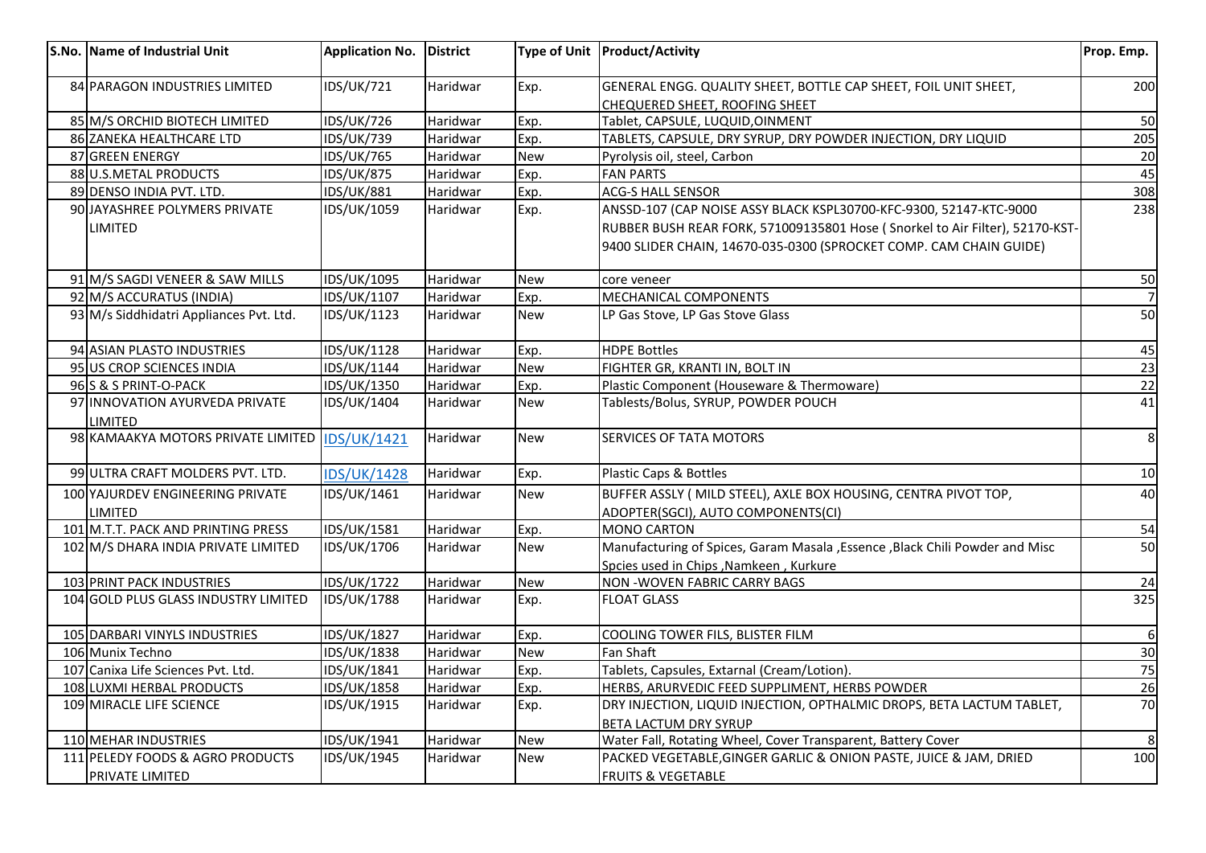| S.No. | Name of Industrial Unit | Application No. | District | Type of Unit | Product/Activity | Prop. Emp. |
|---|---|---|---|---|---|---|
| 84 | PARAGON INDUSTRIES LIMITED | IDS/UK/721 | Haridwar | Exp. | GENERAL ENGG. QUALITY SHEET, BOTTLE CAP SHEET, FOIL UNIT SHEET, CHEQUERED SHEET, ROOFING SHEET | 200 |
| 85 | M/S ORCHID BIOTECH LIMITED | IDS/UK/726 | Haridwar | Exp. | Tablet, CAPSULE, LUQUID,OINMENT | 50 |
| 86 | ZANEKA HEALTHCARE LTD | IDS/UK/739 | Haridwar | Exp. | TABLETS, CAPSULE, DRY SYRUP, DRY POWDER INJECTION, DRY LIQUID | 205 |
| 87 | GREEN ENERGY | IDS/UK/765 | Haridwar | New | Pyrolysis oil, steel, Carbon | 20 |
| 88 | U.S.METAL PRODUCTS | IDS/UK/875 | Haridwar | Exp. | FAN PARTS | 45 |
| 89 | DENSO INDIA PVT. LTD. | IDS/UK/881 | Haridwar | Exp. | ACG-S HALL SENSOR | 308 |
| 90 | JAYASHREE POLYMERS PRIVATE LIMITED | IDS/UK/1059 | Haridwar | Exp. | ANSSD-107 (CAP NOISE ASSY BLACK KSPL30700-KFC-9300, 52147-KTC-9000 RUBBER BUSH REAR FORK, 571009135801 Hose ( Snorkel to Air Filter), 52170-KST-9400 SLIDER CHAIN, 14670-035-0300 (SPROCKET COMP. CAM CHAIN GUIDE) | 238 |
| 91 | M/S SAGDI VENEER & SAW MILLS | IDS/UK/1095 | Haridwar | New | core veneer | 50 |
| 92 | M/S ACCURATUS (INDIA) | IDS/UK/1107 | Haridwar | Exp. | MECHANICAL COMPONENTS | 7 |
| 93 | M/s Siddhidatri Appliances Pvt. Ltd. | IDS/UK/1123 | Haridwar | New | LP Gas Stove, LP Gas Stove Glass | 50 |
| 94 | ASIAN PLASTO INDUSTRIES | IDS/UK/1128 | Haridwar | Exp. | HDPE Bottles | 45 |
| 95 | US CROP SCIENCES INDIA | IDS/UK/1144 | Haridwar | New | FIGHTER GR, KRANTI IN, BOLT IN | 23 |
| 96 | S & S PRINT-O-PACK | IDS/UK/1350 | Haridwar | Exp. | Plastic Component (Houseware & Thermoware) | 22 |
| 97 | INNOVATION AYURVEDA PRIVATE LIMITED | IDS/UK/1404 | Haridwar | New | Tablests/Bolus, SYRUP, POWDER POUCH | 41 |
| 98 | KAMAAKYA MOTORS PRIVATE LIMITED | IDS/UK/1421 | Haridwar | New | SERVICES OF TATA MOTORS | 8 |
| 99 | ULTRA CRAFT MOLDERS PVT. LTD. | IDS/UK/1428 | Haridwar | Exp. | Plastic Caps & Bottles | 10 |
| 100 | YAJURDEV ENGINEERING PRIVATE LIMITED | IDS/UK/1461 | Haridwar | New | BUFFER ASSLY ( MILD STEEL), AXLE BOX HOUSING, CENTRA PIVOT TOP, ADOPTER(SGCI), AUTO COMPONENTS(CI) | 40 |
| 101 | M.T.T. PACK AND PRINTING PRESS | IDS/UK/1581 | Haridwar | Exp. | MONO CARTON | 54 |
| 102 | M/S DHARA INDIA PRIVATE LIMITED | IDS/UK/1706 | Haridwar | New | Manufacturing of Spices, Garam Masala ,Essence ,Black Chili Powder and Misc Spcies used in Chips ,Namkeen , Kurkure | 50 |
| 103 | PRINT PACK INDUSTRIES | IDS/UK/1722 | Haridwar | New | NON -WOVEN FABRIC CARRY BAGS | 24 |
| 104 | GOLD PLUS GLASS INDUSTRY LIMITED | IDS/UK/1788 | Haridwar | Exp. | FLOAT GLASS | 325 |
| 105 | DARBARI VINYLS INDUSTRIES | IDS/UK/1827 | Haridwar | Exp. | COOLING TOWER FILS, BLISTER FILM | 6 |
| 106 | Munix Techno | IDS/UK/1838 | Haridwar | New | Fan Shaft | 30 |
| 107 | Canixa Life Sciences Pvt. Ltd. | IDS/UK/1841 | Haridwar | Exp. | Tablets, Capsules, Extarnal (Cream/Lotion). | 75 |
| 108 | LUXMI HERBAL PRODUCTS | IDS/UK/1858 | Haridwar | Exp. | HERBS, ARURVEDIC FEED SUPPLIMENT, HERBS POWDER | 26 |
| 109 | MIRACLE LIFE SCIENCE | IDS/UK/1915 | Haridwar | Exp. | DRY INJECTION, LIQUID INJECTION, OPTHALMIC DROPS, BETA LACTUM TABLET, BETA LACTUM DRY SYRUP | 70 |
| 110 | MEHAR INDUSTRIES | IDS/UK/1941 | Haridwar | New | Water Fall, Rotating Wheel, Cover Transparent, Battery Cover | 8 |
| 111 | PELEDY FOODS & AGRO PRODUCTS PRIVATE LIMITED | IDS/UK/1945 | Haridwar | New | PACKED VEGETABLE,GINGER GARLIC & ONION PASTE, JUICE & JAM, DRIED FRUITS & VEGETABLE | 100 |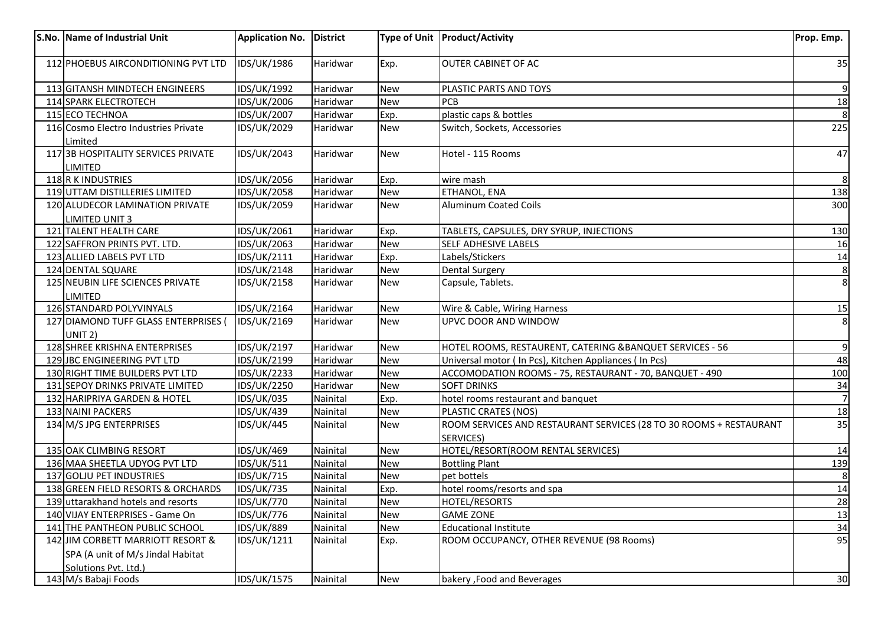| S.No. | Name of Industrial Unit | Application No. | District | Type of Unit | Product/Activity | Prop. Emp. |
|---|---|---|---|---|---|---|
| 112 | PHOEBUS AIRCONDITIONING PVT LTD | IDS/UK/1986 | Haridwar | Exp. | OUTER CABINET OF AC | 35 |
| 113 | GITANSH MINDTECH ENGINEERS | IDS/UK/1992 | Haridwar | New | PLASTIC PARTS AND TOYS | 9 |
| 114 | SPARK ELECTROTECH | IDS/UK/2006 | Haridwar | New | PCB | 18 |
| 115 | ECO TECHNOA | IDS/UK/2007 | Haridwar | Exp. | plastic caps & bottles | 8 |
| 116 | Cosmo Electro Industries Private Limited | IDS/UK/2029 | Haridwar | New | Switch, Sockets, Accessories | 225 |
| 117 | 3B HOSPITALITY SERVICES PRIVATE LIMITED | IDS/UK/2043 | Haridwar | New | Hotel - 115 Rooms | 47 |
| 118 | R K INDUSTRIES | IDS/UK/2056 | Haridwar | Exp. | wire mash | 8 |
| 119 | UTTAM DISTILLERIES LIMITED | IDS/UK/2058 | Haridwar | New | ETHANOL, ENA | 138 |
| 120 | ALUDECOR LAMINATION PRIVATE LIMITED UNIT 3 | IDS/UK/2059 | Haridwar | New | Aluminum Coated Coils | 300 |
| 121 | TALENT HEALTH CARE | IDS/UK/2061 | Haridwar | Exp. | TABLETS, CAPSULES, DRY SYRUP, INJECTIONS | 130 |
| 122 | SAFFRON PRINTS PVT. LTD. | IDS/UK/2063 | Haridwar | New | SELF ADHESIVE LABELS | 16 |
| 123 | ALLIED LABELS PVT LTD | IDS/UK/2111 | Haridwar | Exp. | Labels/Stickers | 14 |
| 124 | DENTAL SQUARE | IDS/UK/2148 | Haridwar | New | Dental Surgery | 8 |
| 125 | NEUBIN LIFE SCIENCES PRIVATE LIMITED | IDS/UK/2158 | Haridwar | New | Capsule, Tablets. | 8 |
| 126 | STANDARD POLYVINYALS | IDS/UK/2164 | Haridwar | New | Wire & Cable, Wiring Harness | 15 |
| 127 | DIAMOND TUFF GLASS ENTERPRISES ( UNIT 2) | IDS/UK/2169 | Haridwar | New | UPVC DOOR AND WINDOW | 8 |
| 128 | SHREE KRISHNA ENTERPRISES | IDS/UK/2197 | Haridwar | New | HOTEL ROOMS, RESTAURENT, CATERING &BANQUET SERVICES - 56 | 9 |
| 129 | JBC ENGINEERING PVT LTD | IDS/UK/2199 | Haridwar | New | Universal motor ( In Pcs), Kitchen Appliances ( In Pcs) | 48 |
| 130 | RIGHT TIME BUILDERS PVT LTD | IDS/UK/2233 | Haridwar | New | ACCOMODATION ROOMS - 75, RESTAURANT - 70, BANQUET - 490 | 100 |
| 131 | SEPOY DRINKS PRIVATE LIMITED | IDS/UK/2250 | Haridwar | New | SOFT DRINKS | 34 |
| 132 | HARIPRIYA GARDEN & HOTEL | IDS/UK/035 | Nainital | Exp. | hotel rooms restaurant and banquet | 7 |
| 133 | NAINI PACKERS | IDS/UK/439 | Nainital | New | PLASTIC CRATES (NOS) | 18 |
| 134 | M/S JPG ENTERPRISES | IDS/UK/445 | Nainital | New | ROOM SERVICES AND RESTAURANT SERVICES (28 TO 30 ROOMS + RESTAURANT SERVICES) | 35 |
| 135 | OAK CLIMBING RESORT | IDS/UK/469 | Nainital | New | HOTEL/RESORT(ROOM RENTAL SERVICES) | 14 |
| 136 | MAA SHEETLA UDYOG PVT LTD | IDS/UK/511 | Nainital | New | Bottling Plant | 139 |
| 137 | GOLJU PET INDUSTRIES | IDS/UK/715 | Nainital | New | pet bottels | 8 |
| 138 | GREEN FIELD RESORTS & ORCHARDS | IDS/UK/735 | Nainital | Exp. | hotel rooms/resorts and spa | 14 |
| 139 | uttarakhand hotels and resorts | IDS/UK/770 | Nainital | New | HOTEL/RESORTS | 28 |
| 140 | VIJAY ENTERPRISES - Game On | IDS/UK/776 | Nainital | New | GAME ZONE | 13 |
| 141 | THE PANTHEON PUBLIC SCHOOL | IDS/UK/889 | Nainital | New | Educational Institute | 34 |
| 142 | JIM CORBETT MARRIOTT RESORT & SPA (A unit of M/s Jindal Habitat Solutions Pvt. Ltd.) | IDS/UK/1211 | Nainital | Exp. | ROOM OCCUPANCY, OTHER REVENUE (98 Rooms) | 95 |
| 143 | M/s Babaji Foods | IDS/UK/1575 | Nainital | New | bakery ,Food and Beverages | 30 |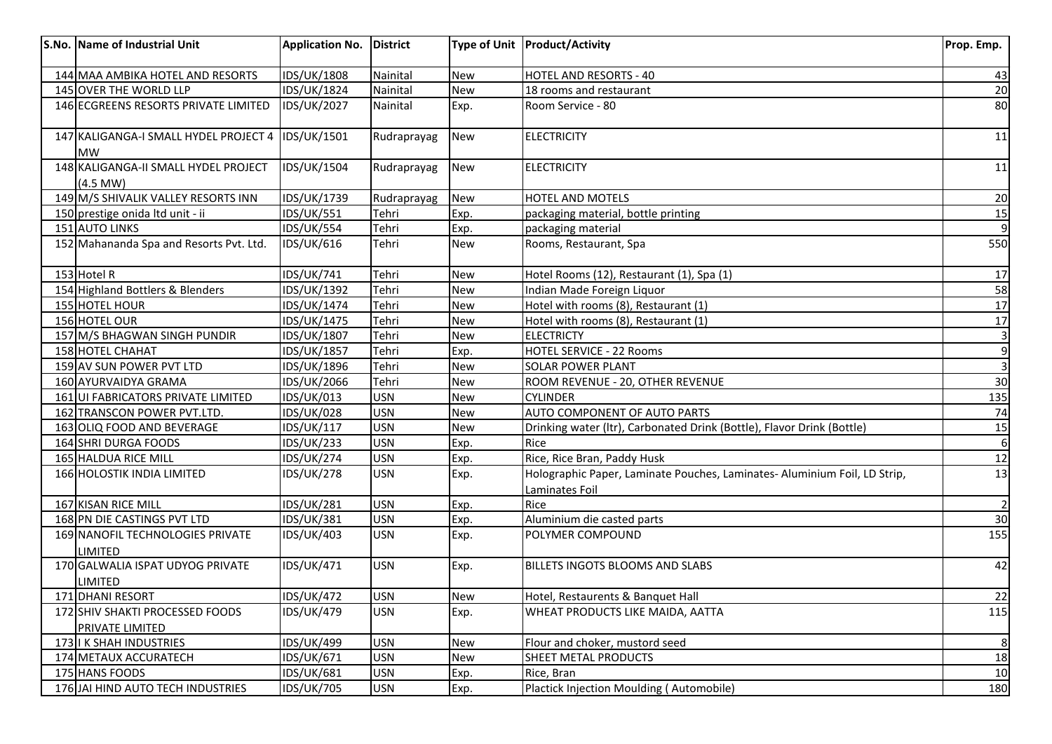| S.No. | Name of Industrial Unit | Application No. | District | Type of Unit | Product/Activity | Prop. Emp. |
|---|---|---|---|---|---|---|
| 144 | MAA AMBIKA HOTEL AND RESORTS | IDS/UK/1808 | Nainital | New | HOTEL AND RESORTS - 40 | 43 |
| 145 | OVER THE WORLD LLP | IDS/UK/1824 | Nainital | New | 18 rooms and restaurant | 20 |
| 146 | ECGREENS RESORTS PRIVATE LIMITED | IDS/UK/2027 | Nainital | Exp. | Room Service - 80 | 80 |
| 147 | KALIGANGA-I SMALL HYDEL PROJECT 4 MW | IDS/UK/1501 | Rudraprayag | New | ELECTRICITY | 11 |
| 148 | KALIGANGA-II SMALL HYDEL PROJECT (4.5 MW) | IDS/UK/1504 | Rudraprayag | New | ELECTRICITY | 11 |
| 149 | M/S SHIVALIK VALLEY RESORTS INN | IDS/UK/1739 | Rudraprayag | New | HOTEL AND MOTELS | 20 |
| 150 | prestige onida ltd unit - ii | IDS/UK/551 | Tehri | Exp. | packaging material, bottle printing | 15 |
| 151 | AUTO LINKS | IDS/UK/554 | Tehri | Exp. | packaging material | 9 |
| 152 | Mahananda Spa and Resorts Pvt. Ltd. | IDS/UK/616 | Tehri | New | Rooms, Restaurant, Spa | 550 |
| 153 | Hotel R | IDS/UK/741 | Tehri | New | Hotel Rooms (12), Restaurant (1), Spa (1) | 17 |
| 154 | Highland Bottlers & Blenders | IDS/UK/1392 | Tehri | New | Indian Made Foreign Liquor | 58 |
| 155 | HOTEL HOUR | IDS/UK/1474 | Tehri | New | Hotel with rooms (8), Restaurant (1) | 17 |
| 156 | HOTEL OUR | IDS/UK/1475 | Tehri | New | Hotel with rooms (8), Restaurant (1) | 17 |
| 157 | M/S BHAGWAN SINGH PUNDIR | IDS/UK/1807 | Tehri | New | ELECTRICTY | 3 |
| 158 | HOTEL CHAHAT | IDS/UK/1857 | Tehri | Exp. | HOTEL SERVICE - 22 Rooms | 9 |
| 159 | AV SUN POWER PVT LTD | IDS/UK/1896 | Tehri | New | SOLAR POWER PLANT | 3 |
| 160 | AYURVAIDYA GRAMA | IDS/UK/2066 | Tehri | New | ROOM REVENUE - 20, OTHER REVENUE | 30 |
| 161 | UI FABRICATORS PRIVATE LIMITED | IDS/UK/013 | USN | New | CYLINDER | 135 |
| 162 | TRANSCON POWER PVT.LTD. | IDS/UK/028 | USN | New | AUTO COMPONENT OF AUTO PARTS | 74 |
| 163 | OLIQ FOOD AND BEVERAGE | IDS/UK/117 | USN | New | Drinking water (ltr), Carbonated Drink (Bottle), Flavor Drink (Bottle) | 15 |
| 164 | SHRI DURGA FOODS | IDS/UK/233 | USN | Exp. | Rice | 6 |
| 165 | HALDUA RICE MILL | IDS/UK/274 | USN | Exp. | Rice, Rice Bran, Paddy Husk | 12 |
| 166 | HOLOSTIK INDIA LIMITED | IDS/UK/278 | USN | Exp. | Holographic Paper, Laminate Pouches, Laminates- Aluminium Foil, LD Strip, Laminates Foil | 13 |
| 167 | KISAN RICE MILL | IDS/UK/281 | USN | Exp. | Rice | 2 |
| 168 | PN DIE CASTINGS PVT LTD | IDS/UK/381 | USN | Exp. | Aluminium die casted parts | 30 |
| 169 | NANOFIL TECHNOLOGIES PRIVATE LIMITED | IDS/UK/403 | USN | Exp. | POLYMER COMPOUND | 155 |
| 170 | GALWALIA ISPAT UDYOG PRIVATE LIMITED | IDS/UK/471 | USN | Exp. | BILLETS INGOTS BLOOMS AND SLABS | 42 |
| 171 | DHANI RESORT | IDS/UK/472 | USN | New | Hotel, Restaurents & Banquet Hall | 22 |
| 172 | SHIV SHAKTI PROCESSED FOODS PRIVATE LIMITED | IDS/UK/479 | USN | Exp. | WHEAT PRODUCTS LIKE MAIDA, AATTA | 115 |
| 173 | I K SHAH INDUSTRIES | IDS/UK/499 | USN | New | Flour and choker, mustord seed | 8 |
| 174 | METAUX ACCURATECH | IDS/UK/671 | USN | New | SHEET METAL PRODUCTS | 18 |
| 175 | HANS FOODS | IDS/UK/681 | USN | Exp. | Rice, Bran | 10 |
| 176 | JAI HIND AUTO TECH INDUSTRIES | IDS/UK/705 | USN | Exp. | Plactick Injection Moulding ( Automobile) | 180 |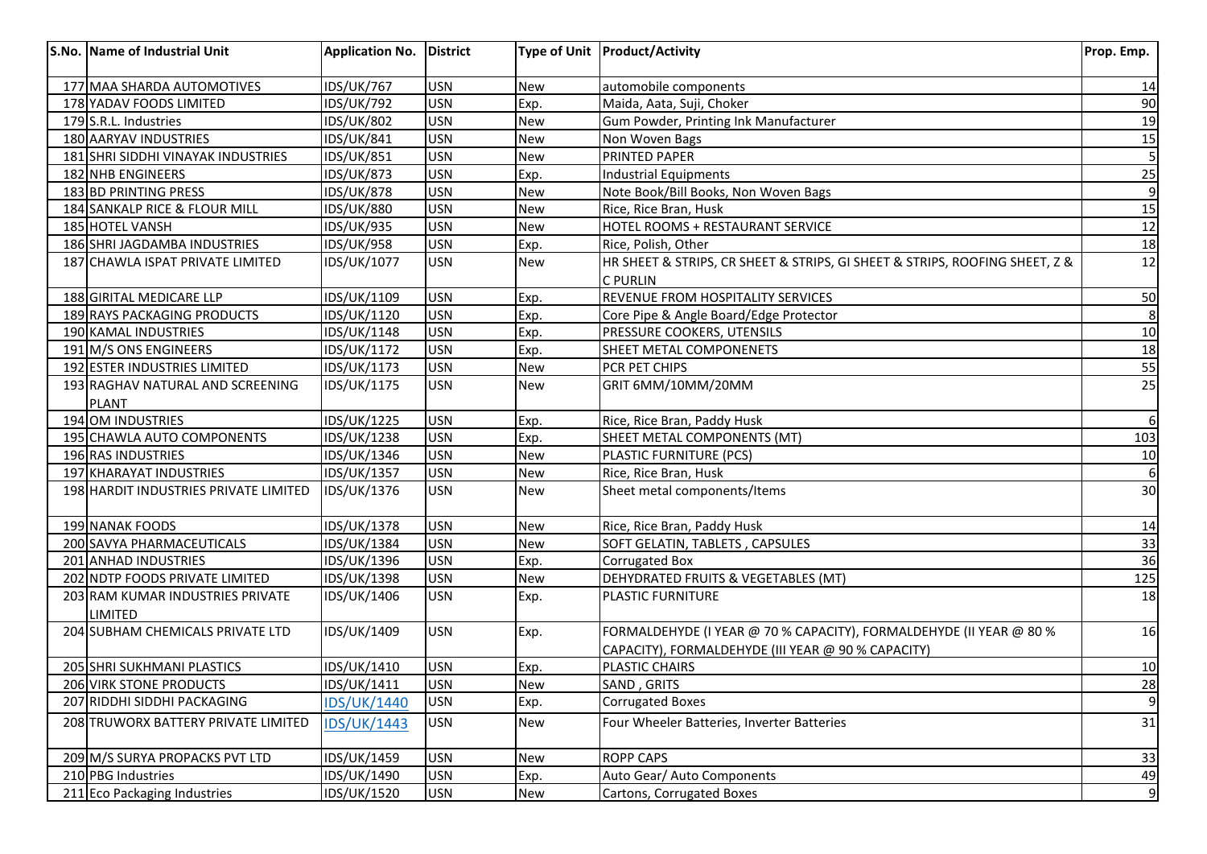| S.No. | Name of Industrial Unit | Application No. | District | Type of Unit | Product/Activity | Prop. Emp. |
|---|---|---|---|---|---|---|
| 177 | MAA SHARDA AUTOMOTIVES | IDS/UK/767 | USN | New | automobile components | 14 |
| 178 | YADAV FOODS LIMITED | IDS/UK/792 | USN | Exp. | Maida, Aata, Suji, Choker | 90 |
| 179 | S.R.L. Industries | IDS/UK/802 | USN | New | Gum Powder, Printing Ink Manufacturer | 19 |
| 180 | AARYAV INDUSTRIES | IDS/UK/841 | USN | New | Non Woven Bags | 15 |
| 181 | SHRI SIDDHI VINAYAK INDUSTRIES | IDS/UK/851 | USN | New | PRINTED PAPER | 5 |
| 182 | NHB ENGINEERS | IDS/UK/873 | USN | Exp. | Industrial Equipments | 25 |
| 183 | BD PRINTING PRESS | IDS/UK/878 | USN | New | Note Book/Bill Books, Non Woven Bags | 9 |
| 184 | SANKALP RICE & FLOUR MILL | IDS/UK/880 | USN | New | Rice, Rice Bran, Husk | 15 |
| 185 | HOTEL VANSH | IDS/UK/935 | USN | New | HOTEL ROOMS + RESTAURANT SERVICE | 12 |
| 186 | SHRI JAGDAMBA INDUSTRIES | IDS/UK/958 | USN | Exp. | Rice, Polish, Other | 18 |
| 187 | CHAWLA ISPAT PRIVATE LIMITED | IDS/UK/1077 | USN | New | HR SHEET & STRIPS, CR SHEET & STRIPS, GI SHEET & STRIPS, ROOFING SHEET, Z & C PURLIN | 12 |
| 188 | GIRITAL MEDICARE LLP | IDS/UK/1109 | USN | Exp. | REVENUE FROM HOSPITALITY SERVICES | 50 |
| 189 | RAYS PACKAGING PRODUCTS | IDS/UK/1120 | USN | Exp. | Core Pipe & Angle Board/Edge Protector | 8 |
| 190 | KAMAL INDUSTRIES | IDS/UK/1148 | USN | Exp. | PRESSURE COOKERS, UTENSILS | 10 |
| 191 | M/S ONS ENGINEERS | IDS/UK/1172 | USN | Exp. | SHEET METAL COMPONENETS | 18 |
| 192 | ESTER INDUSTRIES LIMITED | IDS/UK/1173 | USN | New | PCR PET CHIPS | 55 |
| 193 | RAGHAV NATURAL AND SCREENING PLANT | IDS/UK/1175 | USN | New | GRIT 6MM/10MM/20MM | 25 |
| 194 | OM INDUSTRIES | IDS/UK/1225 | USN | Exp. | Rice, Rice Bran, Paddy Husk | 6 |
| 195 | CHAWLA AUTO COMPONENTS | IDS/UK/1238 | USN | Exp. | SHEET METAL COMPONENTS (MT) | 103 |
| 196 | RAS INDUSTRIES | IDS/UK/1346 | USN | New | PLASTIC FURNITURE (PCS) | 10 |
| 197 | KHARAYAT INDUSTRIES | IDS/UK/1357 | USN | New | Rice, Rice Bran, Husk | 6 |
| 198 | HARDIT INDUSTRIES PRIVATE LIMITED | IDS/UK/1376 | USN | New | Sheet metal components/Items | 30 |
| 199 | NANAK FOODS | IDS/UK/1378 | USN | New | Rice, Rice Bran, Paddy Husk | 14 |
| 200 | SAVYA PHARMACEUTICALS | IDS/UK/1384 | USN | New | SOFT GELATIN, TABLETS , CAPSULES | 33 |
| 201 | ANHAD INDUSTRIES | IDS/UK/1396 | USN | Exp. | Corrugated Box | 36 |
| 202 | NDTP FOODS PRIVATE LIMITED | IDS/UK/1398 | USN | New | DEHYDRATED FRUITS & VEGETABLES (MT) | 125 |
| 203 | RAM KUMAR INDUSTRIES PRIVATE LIMITED | IDS/UK/1406 | USN | Exp. | PLASTIC FURNITURE | 18 |
| 204 | SUBHAM CHEMICALS PRIVATE LTD | IDS/UK/1409 | USN | Exp. | FORMALDEHYDE (I YEAR @ 70 % CAPACITY), FORMALDEHYDE (II YEAR @ 80 % CAPACITY), FORMALDEHYDE (III YEAR @ 90 % CAPACITY) | 16 |
| 205 | SHRI SUKHMANI PLASTICS | IDS/UK/1410 | USN | Exp. | PLASTIC CHAIRS | 10 |
| 206 | VIRK STONE PRODUCTS | IDS/UK/1411 | USN | New | SAND , GRITS | 28 |
| 207 | RIDDHI SIDDHI PACKAGING | IDS/UK/1440 | USN | Exp. | Corrugated Boxes | 9 |
| 208 | TRUWORX BATTERY PRIVATE LIMITED | IDS/UK/1443 | USN | New | Four Wheeler Batteries, Inverter Batteries | 31 |
| 209 | M/S SURYA PROPACKS PVT LTD | IDS/UK/1459 | USN | New | ROPP CAPS | 33 |
| 210 | PBG Industries | IDS/UK/1490 | USN | Exp. | Auto Gear/ Auto Components | 49 |
| 211 | Eco Packaging Industries | IDS/UK/1520 | USN | New | Cartons, Corrugated Boxes | 9 |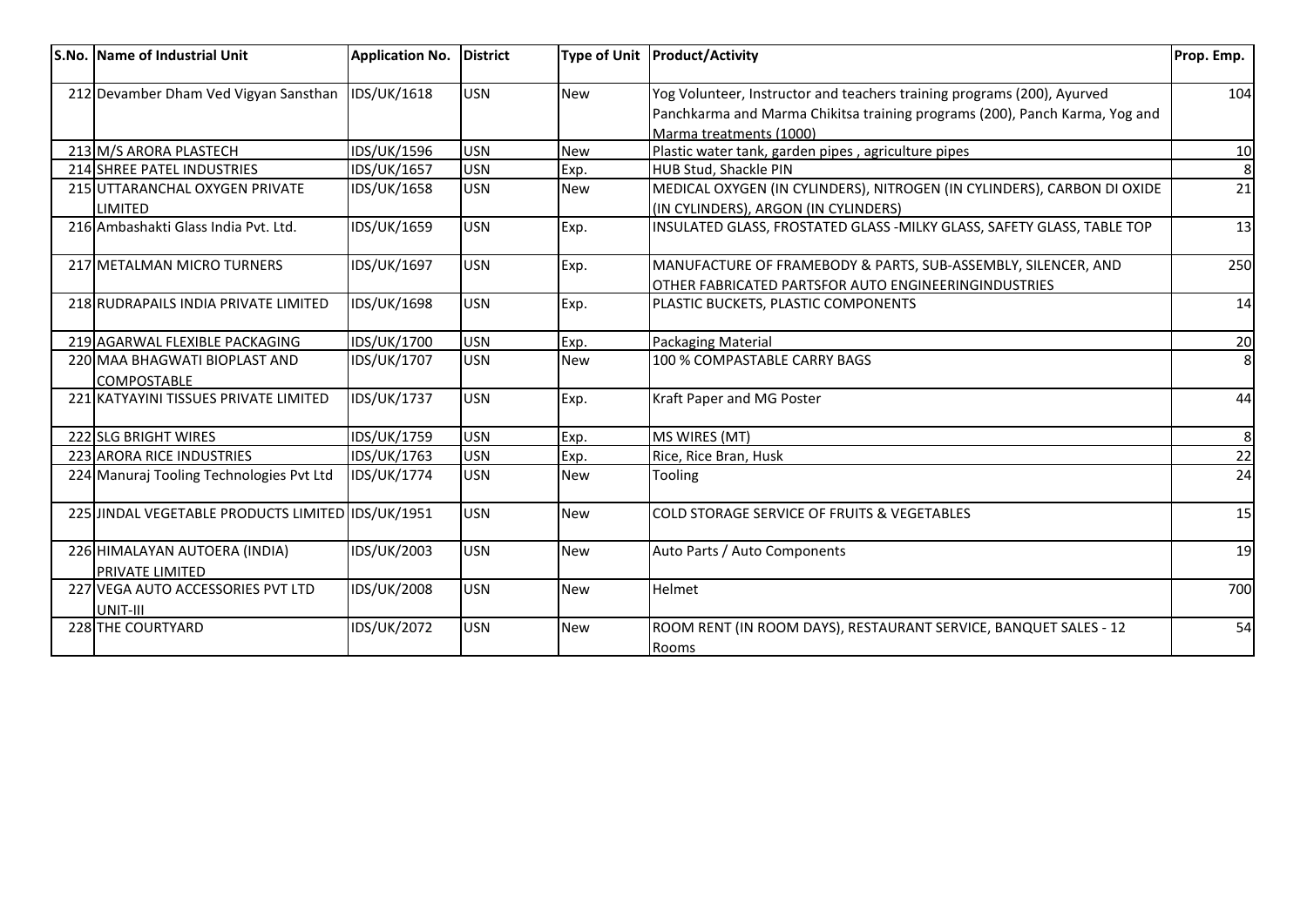| S.No. | Name of Industrial Unit | Application No. | District | Type of Unit | Product/Activity | Prop. Emp. |
|---|---|---|---|---|---|---|
| 212 | Devamber Dham Ved Vigyan Sansthan | IDS/UK/1618 | USN | New | Yog Volunteer, Instructor and teachers training programs (200), Ayurved Panchkarma and Marma Chikitsa training programs (200), Panch Karma, Yog and Marma treatments (1000) | 104 |
| 213 | M/S ARORA PLASTECH | IDS/UK/1596 | USN | New | Plastic water tank, garden pipes , agriculture pipes | 10 |
| 214 | SHREE PATEL INDUSTRIES | IDS/UK/1657 | USN | Exp. | HUB Stud, Shackle PIN | 8 |
| 215 | UTTARANCHAL OXYGEN PRIVATE LIMITED | IDS/UK/1658 | USN | New | MEDICAL OXYGEN (IN CYLINDERS), NITROGEN (IN CYLINDERS), CARBON DI OXIDE (IN CYLINDERS), ARGON (IN CYLINDERS) | 21 |
| 216 | Ambashakti Glass India Pvt. Ltd. | IDS/UK/1659 | USN | Exp. | INSULATED GLASS, FROSTATED GLASS -MILKY GLASS, SAFETY GLASS, TABLE TOP | 13 |
| 217 | METALMAN MICRO TURNERS | IDS/UK/1697 | USN | Exp. | MANUFACTURE OF FRAMEBODY & PARTS, SUB-ASSEMBLY, SILENCER, AND OTHER FABRICATED PARTSFOR AUTO ENGINEERINGINDUSTRIES | 250 |
| 218 | RUDRAPAILS INDIA PRIVATE LIMITED | IDS/UK/1698 | USN | Exp. | PLASTIC BUCKETS, PLASTIC COMPONENTS | 14 |
| 219 | AGARWAL FLEXIBLE PACKAGING | IDS/UK/1700 | USN | Exp. | Packaging Material | 20 |
| 220 | MAA BHAGWATI BIOPLAST AND COMPOSTABLE | IDS/UK/1707 | USN | New | 100 % COMPASTABLE CARRY BAGS | 8 |
| 221 | KATYAYINI TISSUES PRIVATE LIMITED | IDS/UK/1737 | USN | Exp. | Kraft Paper and MG Poster | 44 |
| 222 | SLG BRIGHT WIRES | IDS/UK/1759 | USN | Exp. | MS WIRES (MT) | 8 |
| 223 | ARORA RICE INDUSTRIES | IDS/UK/1763 | USN | Exp. | Rice, Rice Bran, Husk | 22 |
| 224 | Manuraj Tooling Technologies Pvt Ltd | IDS/UK/1774 | USN | New | Tooling | 24 |
| 225 | JINDAL VEGETABLE PRODUCTS LIMITED | IDS/UK/1951 | USN | New | COLD STORAGE SERVICE OF FRUITS & VEGETABLES | 15 |
| 226 | HIMALAYAN AUTOERA (INDIA) PRIVATE LIMITED | IDS/UK/2003 | USN | New | Auto Parts / Auto Components | 19 |
| 227 | VEGA AUTO ACCESSORIES PVT LTD UNIT-III | IDS/UK/2008 | USN | New | Helmet | 700 |
| 228 | THE COURTYARD | IDS/UK/2072 | USN | New | ROOM RENT (IN ROOM DAYS), RESTAURANT SERVICE, BANQUET SALES - 12 Rooms | 54 |